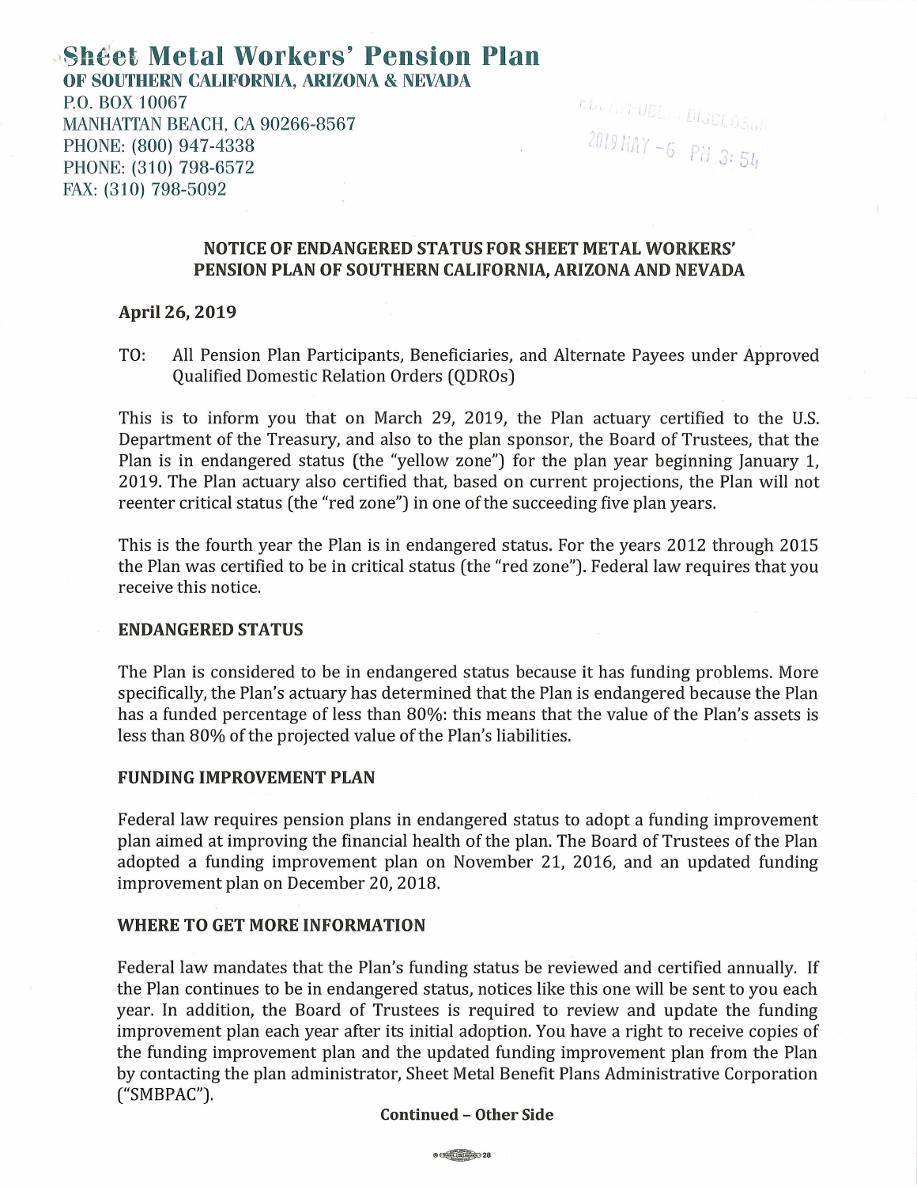# Sheet Metal Workers' Pension Plan

**OF SOUTHERN CALIFORNIA, ARIZONA & NEVADA**

P.O. BOX 10067
MANHATTAN BEACH, CA 90266-8567
PHONE: (800) 947-4338
PHONE: (310) 798-6572
FAX: (310) 798-5092

EBSA PUBLIC DISCLOSURE
2019 MAY -6 PM 3:54

## NOTICE OF ENDANGERED STATUS FOR SHEET METAL WORKERS' PENSION PLAN OF SOUTHERN CALIFORNIA, ARIZONA AND NEVADA

**April 26, 2019**

TO: All Pension Plan Participants, Beneficiaries, and Alternate Payees under Approved Qualified Domestic Relation Orders (QDROs)

This is to inform you that on March 29, 2019, the Plan actuary certified to the U.S. Department of the Treasury, and also to the plan sponsor, the Board of Trustees, that the Plan is in endangered status (the "yellow zone") for the plan year beginning January 1, 2019. The Plan actuary also certified that, based on current projections, the Plan will not reenter critical status (the "red zone") in one of the succeeding five plan years.

This is the fourth year the Plan is in endangered status. For the years 2012 through 2015 the Plan was certified to be in critical status (the "red zone"). Federal law requires that you receive this notice.

### ENDANGERED STATUS

The Plan is considered to be in endangered status because it has funding problems. More specifically, the Plan's actuary has determined that the Plan is endangered because the Plan has a funded percentage of less than 80%: this means that the value of the Plan's assets is less than 80% of the projected value of the Plan's liabilities.

### FUNDING IMPROVEMENT PLAN

Federal law requires pension plans in endangered status to adopt a funding improvement plan aimed at improving the financial health of the plan. The Board of Trustees of the Plan adopted a funding improvement plan on November 21, 2016, and an updated funding improvement plan on December 20, 2018.

### WHERE TO GET MORE INFORMATION

Federal law mandates that the Plan's funding status be reviewed and certified annually. If the Plan continues to be in endangered status, notices like this one will be sent to you each year. In addition, the Board of Trustees is required to review and update the funding improvement plan each year after its initial adoption. You have a right to receive copies of the funding improvement plan and the updated funding improvement plan from the Plan by contacting the plan administrator, Sheet Metal Benefit Plans Administrative Corporation ("SMBPAC").

**Continued – Other Side**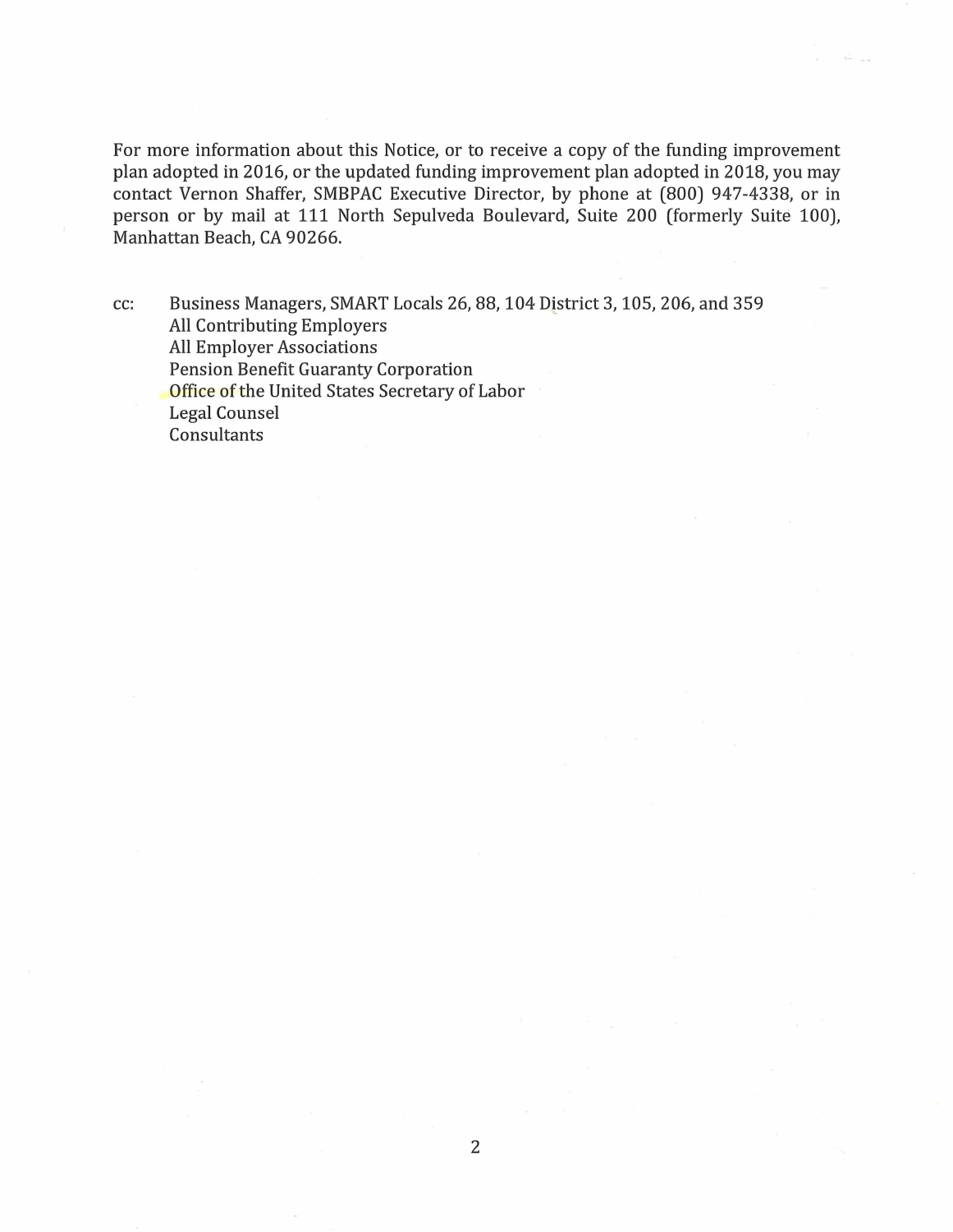For more information about this Notice, or to receive a copy of the funding improvement plan adopted in 2016, or the updated funding improvement plan adopted in 2018, you may contact Vernon Shaffer, SMBPAC Executive Director, by phone at (800) 947-4338, or in person or by mail at 111 North Sepulveda Boulevard, Suite 200 (formerly Suite 100), Manhattan Beach, CA 90266.

cc: Business Managers, SMART Locals 26, 88, 104 District 3, 105, 206, and 359
All Contributing Employers
All Employer Associations
Pension Benefit Guaranty Corporation
Office of the United States Secretary of Labor
Legal Counsel
Consultants